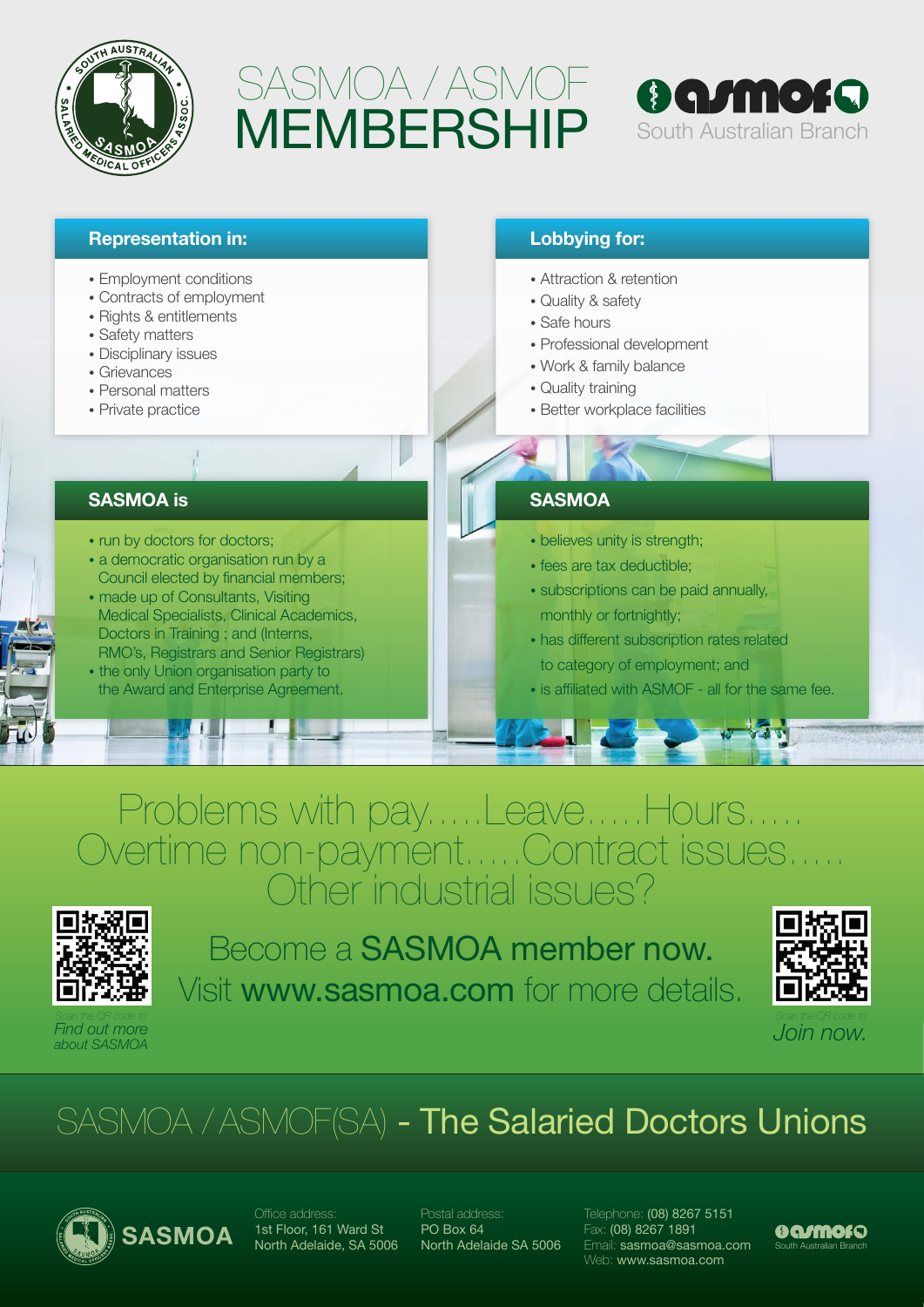# SASMOA / ASMOF MEMBERSHIP

South Australian Branch

## Representation in:

- Employment conditions
- Contracts of employment
- Rights & entitlements
- Safety matters
- Disciplinary issues
- Grievances
- Personal matters
- Private practice

## Lobbying for:

- Attraction & retention
- Quality & safety
- Safe hours
- Professional development
- Work & family balance
- Quality training
- Better workplace facilities

## SASMOA is

- run by doctors for doctors;
- a democratic organisation run by a Council elected by financial members;
- made up of Consultants, Visiting Medical Specialists, Clinical Academics, Doctors in Training ; and (Interns, RMO's, Registrars and Senior Registrars)
- the only Union organisation party to the Award and Enterprise Agreement.

## SASMOA

- believes unity is strength;
- fees are tax deductible;
- subscriptions can be paid annually, monthly or fortnightly;
- has different subscription rates related to category of employment; and
- is affiliated with ASMOF - all for the same fee.

Problems with pay.....Leave.....Hours..... Overtime non-payment.....Contract issues..... Other industrial issues?

Become a **SASMOA member now.**
Visit **www.sasmoa.com** for more details.

Scan the QR code to *Find out more about SASMOA*

Scan the QR code to *Join now.*

## SASMOA / ASMOF(SA) - The Salaried Doctors Unions

**SASMOA**

Office address:
1st Floor, 161 Ward St
North Adelaide, SA 5006

Postal address:
PO Box 64
North Adelaide SA 5006

Telephone: (08) 8267 5151
Fax: (08) 8267 1891
Email: sasmoa@sasmoa.com
Web: www.sasmoa.com

South Australian Branch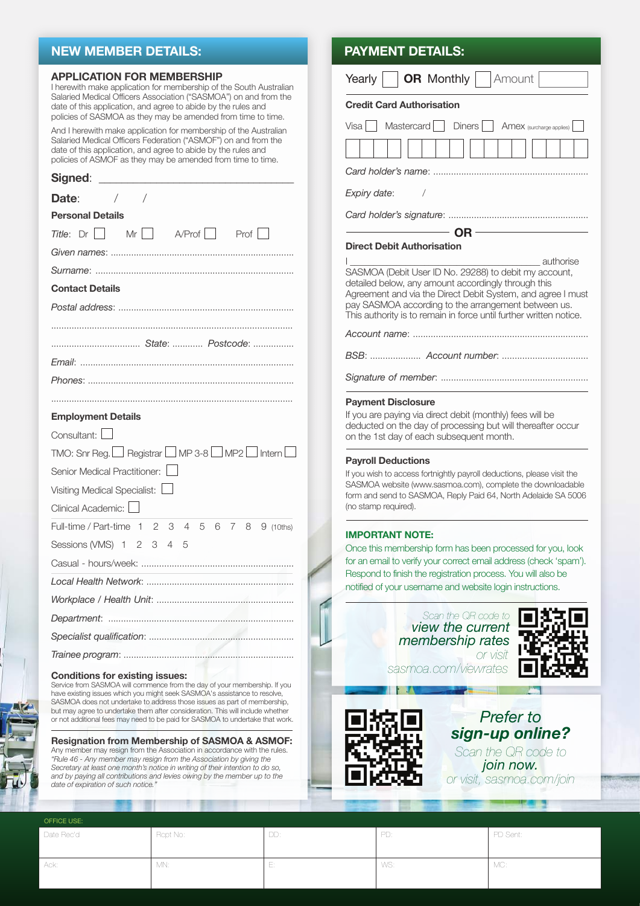## NEW MEMBER DETAILS:

### APPLICATION FOR MEMBERSHIP

I herewith make application for membership of the South Australian Salaried Medical Officers Association ("SASMOA") on and from the date of this application, and agree to abide by the rules and policies of SASMOA as they may be amended from time to time.

And I herewith make application for membership of the Australian Salaried Medical Officers Federation ("ASMOF") on and from the date of this application, and agree to abide by the rules and policies of ASMOF as they may be amended from time to time.

**Signed**: ______________________________

**Date**: / /

**Personal Details**

*Title*: Dr ☐ Mr ☐ A/Prof ☐ Prof ☐

*Given names*: ..........................................................................

*Surname*: ..........................................................................

**Contact Details**

*Postal address*: ..........................................................................

..........................................................................

.............................. *State*: ........... *Postcode*: ................

*Email*: ..........................................................................

*Phones*: ..........................................................................

..........................................................................

**Employment Details**

Consultant: ☐

TMO: Snr Reg. ☐ Registrar ☐ MP 3-8 ☐ MP2 ☐ Intern ☐

Senior Medical Practitioner: ☐

Visiting Medical Specialist: ☐

Clinical Academic: ☐

Full-time / Part-time 1 2 3 4 5 6 7 8 9 (10ths)

Sessions (VMS) 1 2 3 4 5

Casual - hours/week: ..........................................................................

*Local Health Network*: ..........................................................................

*Workplace / Health Unit*: ..........................................................................

*Department*: ..........................................................................

*Specialist qualification*: ..........................................................................

*Trainee program*: ..........................................................................

**Conditions for existing issues:**

Service from SASMOA will commence from the day of your membership. If you have existing issues which you might seek SASMOA's assistance to resolve, SASMOA does not undertake to address those issues as part of membership, but may agree to undertake them after consideration. This will include whether or not additional fees may need to be paid for SASMOA to undertake that work.

**Resignation from Membership of SASMOA & ASMOF:**

Any member may resign from the Association in accordance with the rules. *"Rule 46 - Any member may resign from the Association by giving the Secretary at least one month's notice in writing of their intention to do so, and by paying all contributions and levies owing by the member up to the date of expiration of such notice."*

## PAYMENT DETAILS:

Yearly ☐ **OR** Monthly ☐ Amount ☐

**Credit Card Authorisation**

Visa ☐ Mastercard ☐ Diners ☐ Amex (surcharge applies) ☐

☐☐☐☐ ☐☐☐☐ ☐☐☐☐ ☐☐☐☐

*Card holder's name*: ..........................................................................

*Expiry date*: /

*Card holder's signature*: ..........................................................................

**OR**

**Direct Debit Authorisation**

I ______________________________ authorise SASMOA (Debit User ID No. 29288) to debit my account, detailed below, any amount accordingly through this Agreement and via the Direct Debit System, and agree I must pay SASMOA according to the arrangement between us. This authority is to remain in force until further written notice.

*Account name*: ..........................................................................

*BSB*: .................... *Account number*: ..................................

*Signature of member*: ..........................................................................

**Payment Disclosure**

If you are paying via direct debit (monthly) fees will be deducted on the day of processing but will thereafter occur on the 1st day of each subsequent month.

**Payroll Deductions**

If you wish to access fortnightly payroll deductions, please visit the SASMOA website (www.sasmoa.com), complete the downloadable form and send to SASMOA, Reply Paid 64, North Adelaide SA 5006 (no stamp required).

**IMPORTANT NOTE:**

Once this membership form has been processed for you, look for an email to verify your correct email address (check 'spam'). Respond to finish the registration process. You will also be notified of your username and website login instructions.

*Scan the QR code to* *view the current membership rates* *or visit* *sasmoa.com/viewrates*

*Prefer to* ***sign-up online?*** *Scan the QR code to* *join now.* *or visit, sasmoa.com/join*

OFFICE USE:

| | | | | |
|---|---|---|---|---|
| Date Rec'd | Rcpt No: | DD: | PD: | PD Sent: |
| Ack: | MN: | E: | WS: | MC: |